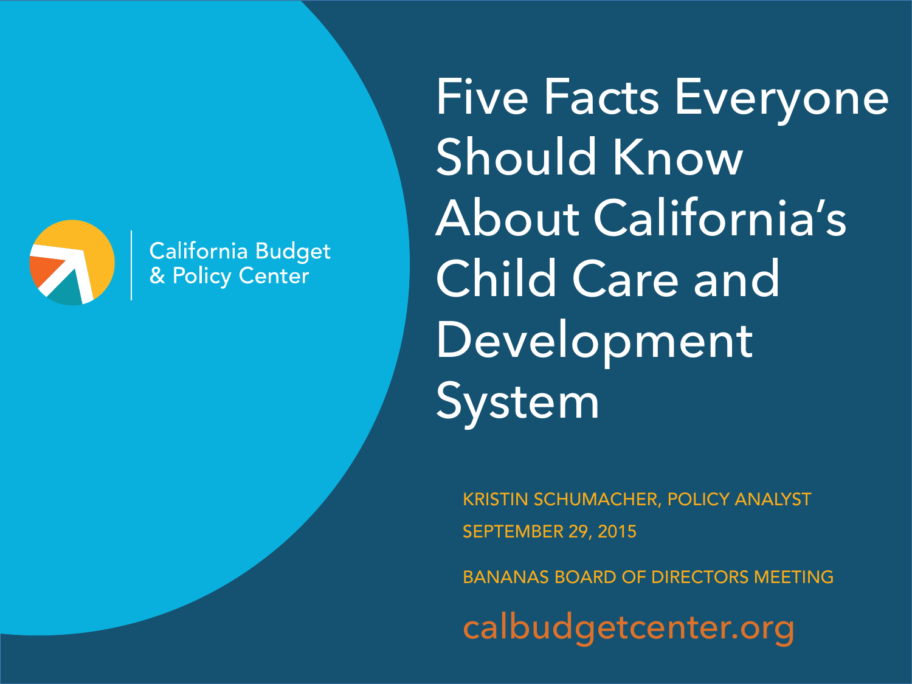California Budget & Policy Center

# Five Facts Everyone Should Know About California's Child Care and Development System

KRISTIN SCHUMACHER, POLICY ANALYST

SEPTEMBER 29, 2015

BANANAS BOARD OF DIRECTORS MEETING

calbudgetcenter.org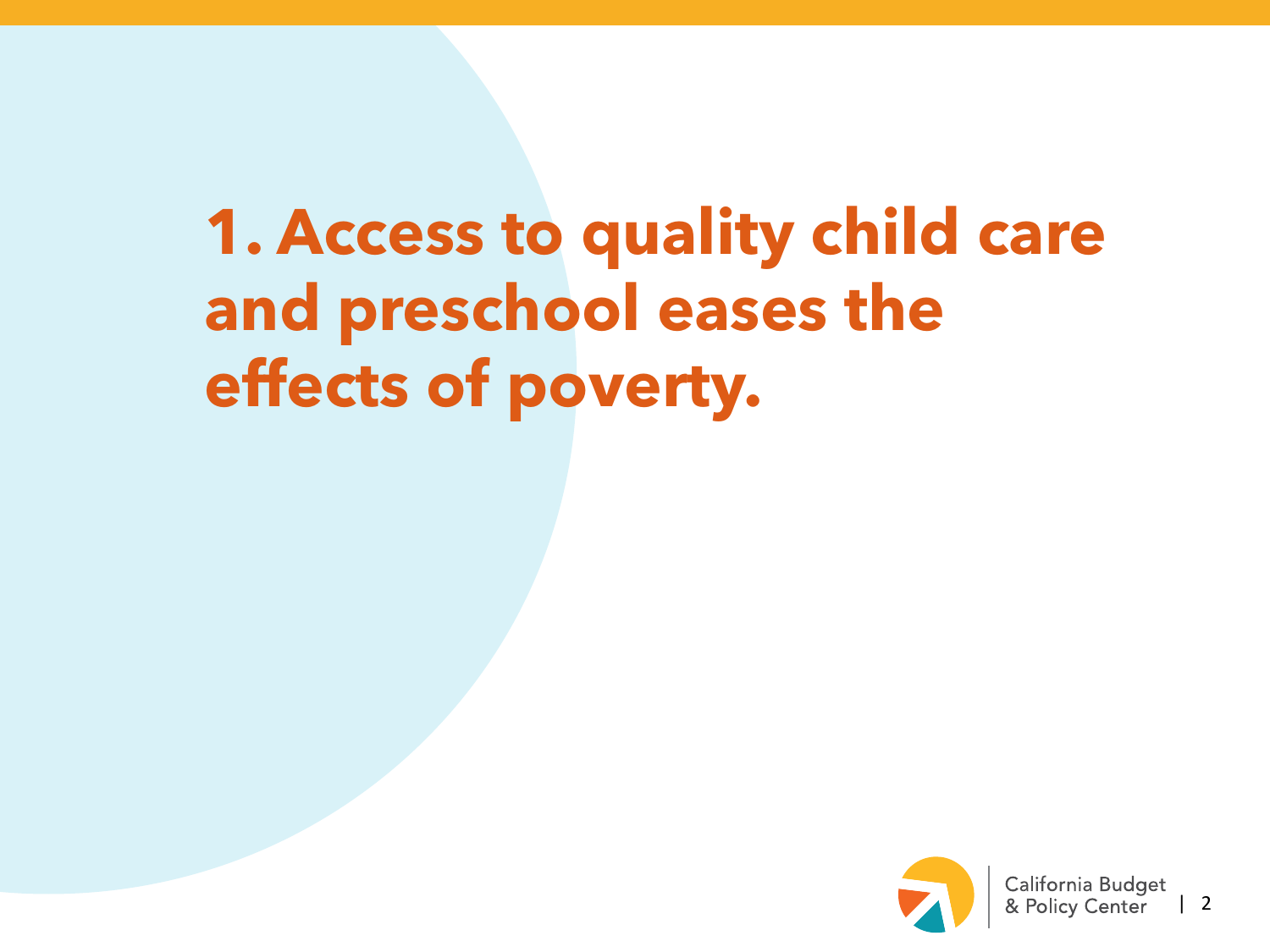# 1. Access to quality child care and preschool eases the effects of poverty.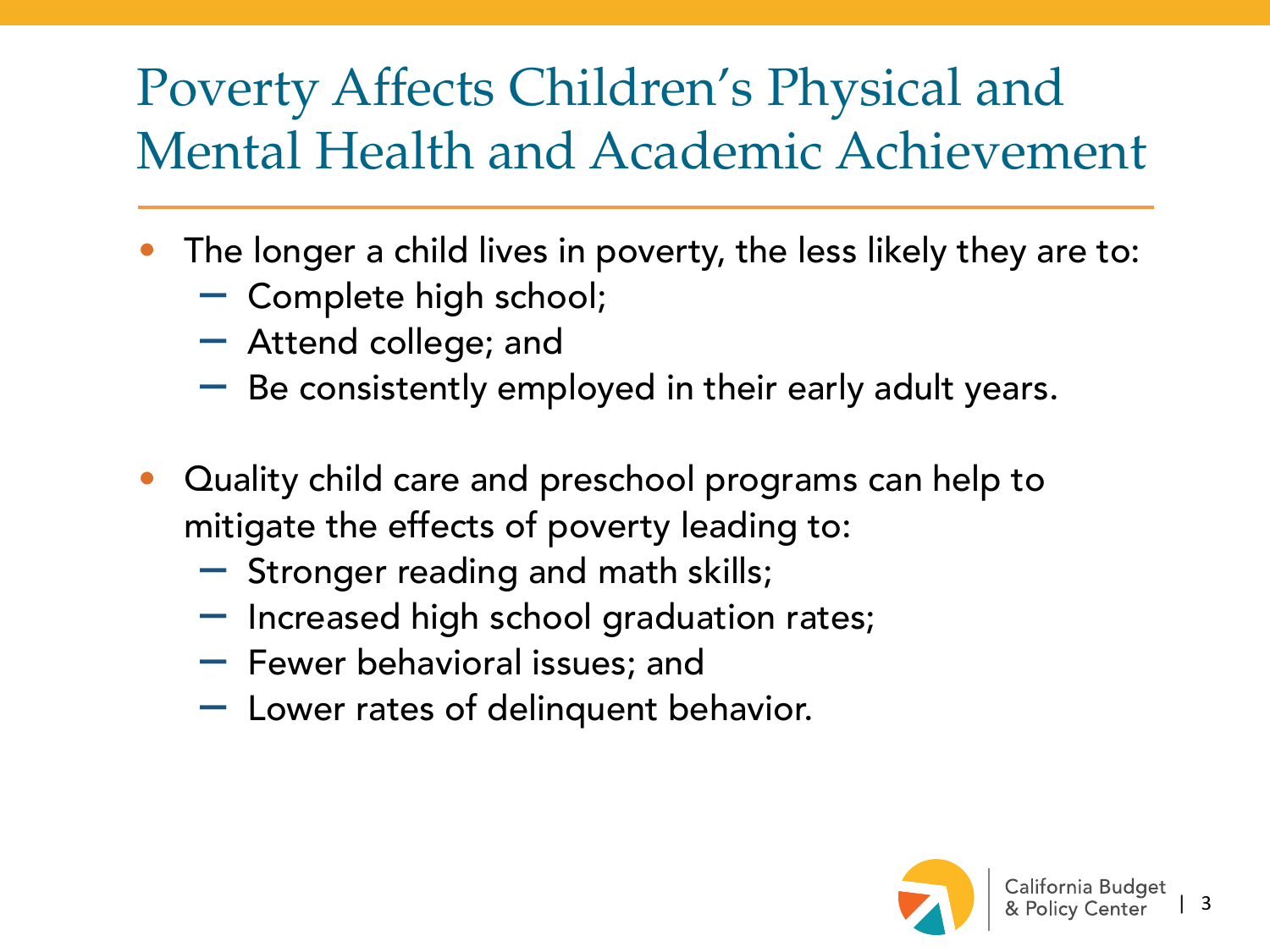# Poverty Affects Children's Physical and Mental Health and Academic Achievement

- The longer a child lives in poverty, the less likely they are to:
  - Complete high school;
  - Attend college; and
  - Be consistently employed in their early adult years.

- Quality child care and preschool programs can help to mitigate the effects of poverty leading to:
  - Stronger reading and math skills;
  - Increased high school graduation rates;
  - Fewer behavioral issues; and
  - Lower rates of delinquent behavior.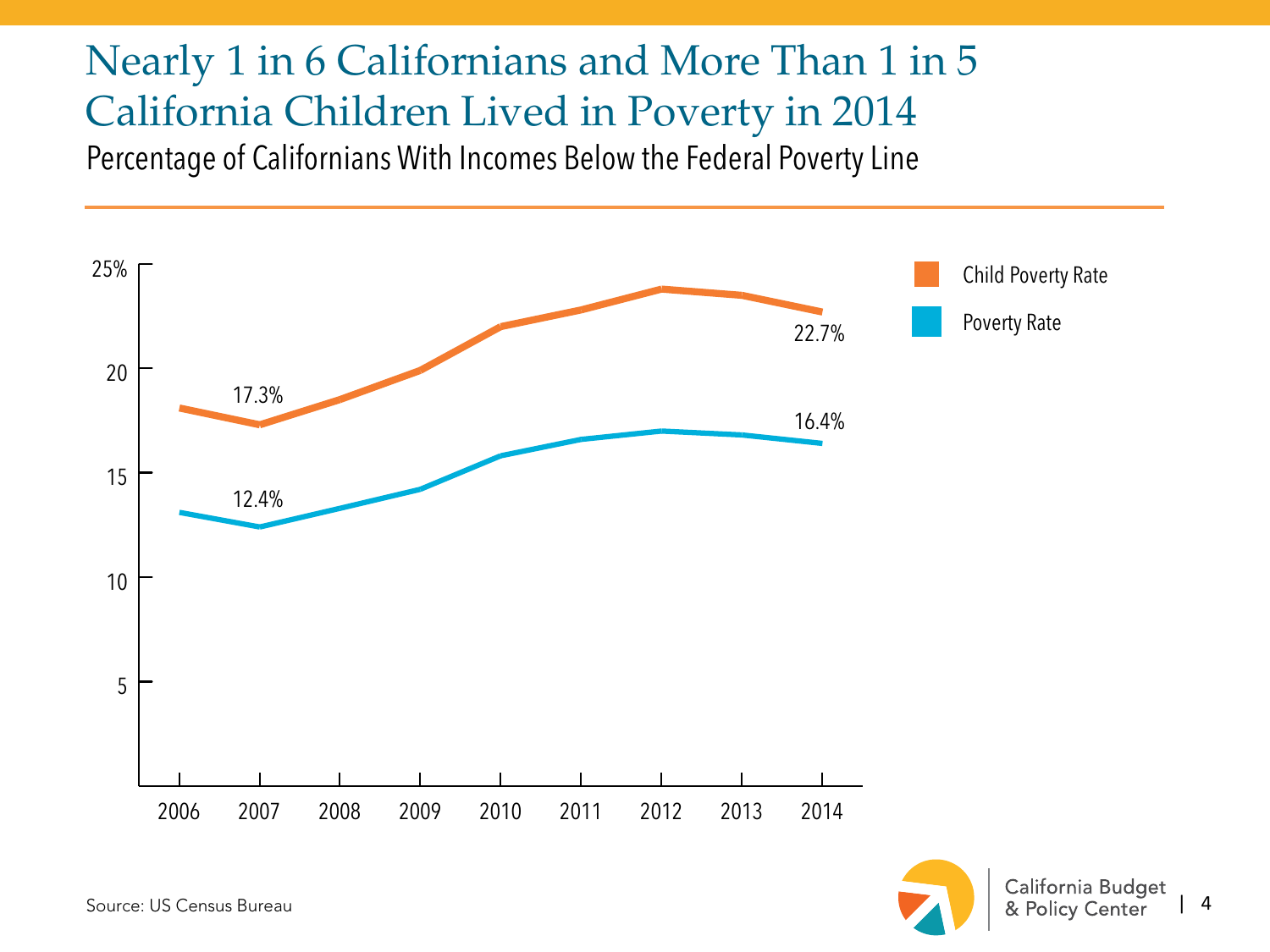# Nearly 1 in 6 Californians and More Than 1 in 5 California Children Lived in Poverty in 2014

Percentage of Californians With Incomes Below the Federal Poverty Line

- Child Poverty Rate
- Poverty Rate

| Year | Child Poverty Rate | Poverty Rate |
|---|---|---|
| 2007 | 17.3% | 12.4% |
| 2014 | 22.7% | 16.4% |

Source: US Census Bureau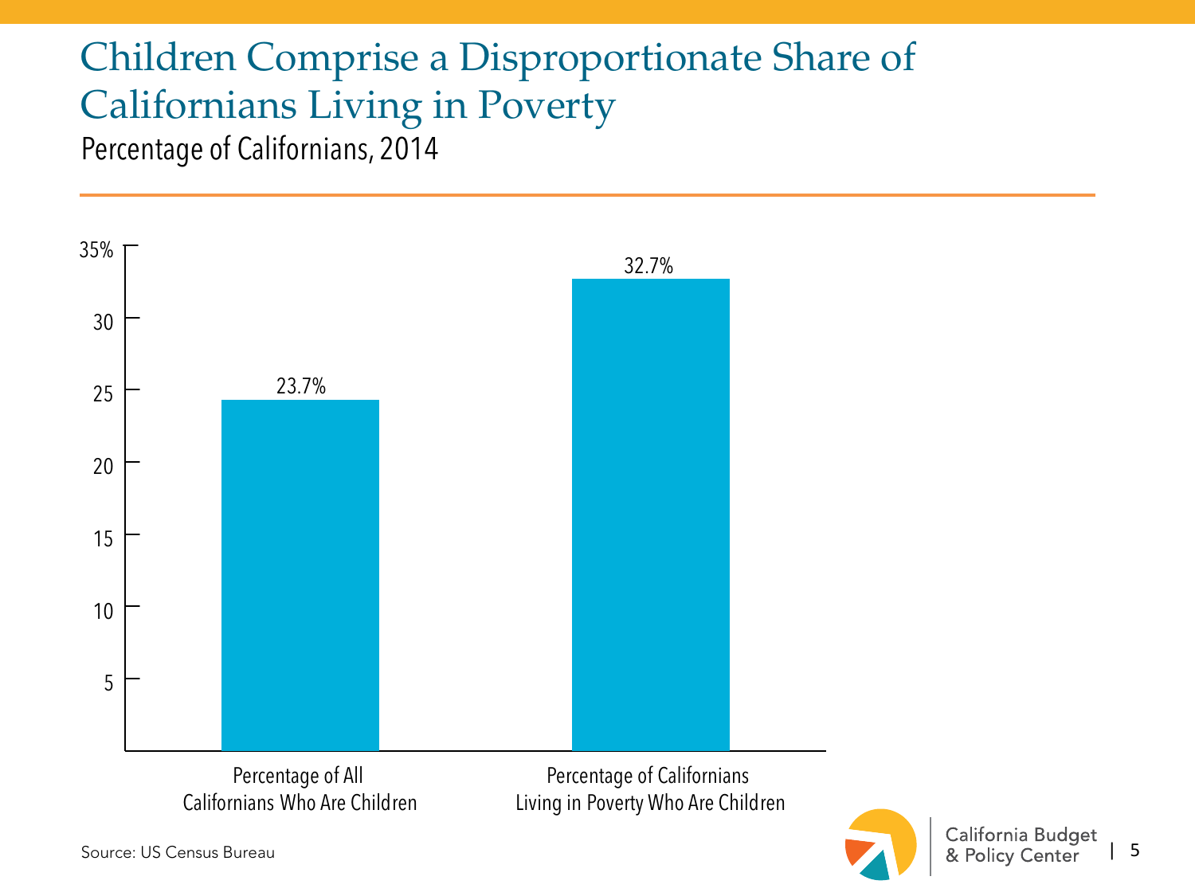# Children Comprise a Disproportionate Share of Californians Living in Poverty

Percentage of Californians, 2014

| | Percentage |
|---|---|
| Percentage of All Californians Who Are Children | 23.7% |
| Percentage of Californians Living in Poverty Who Are Children | 32.7% |

Source: US Census Bureau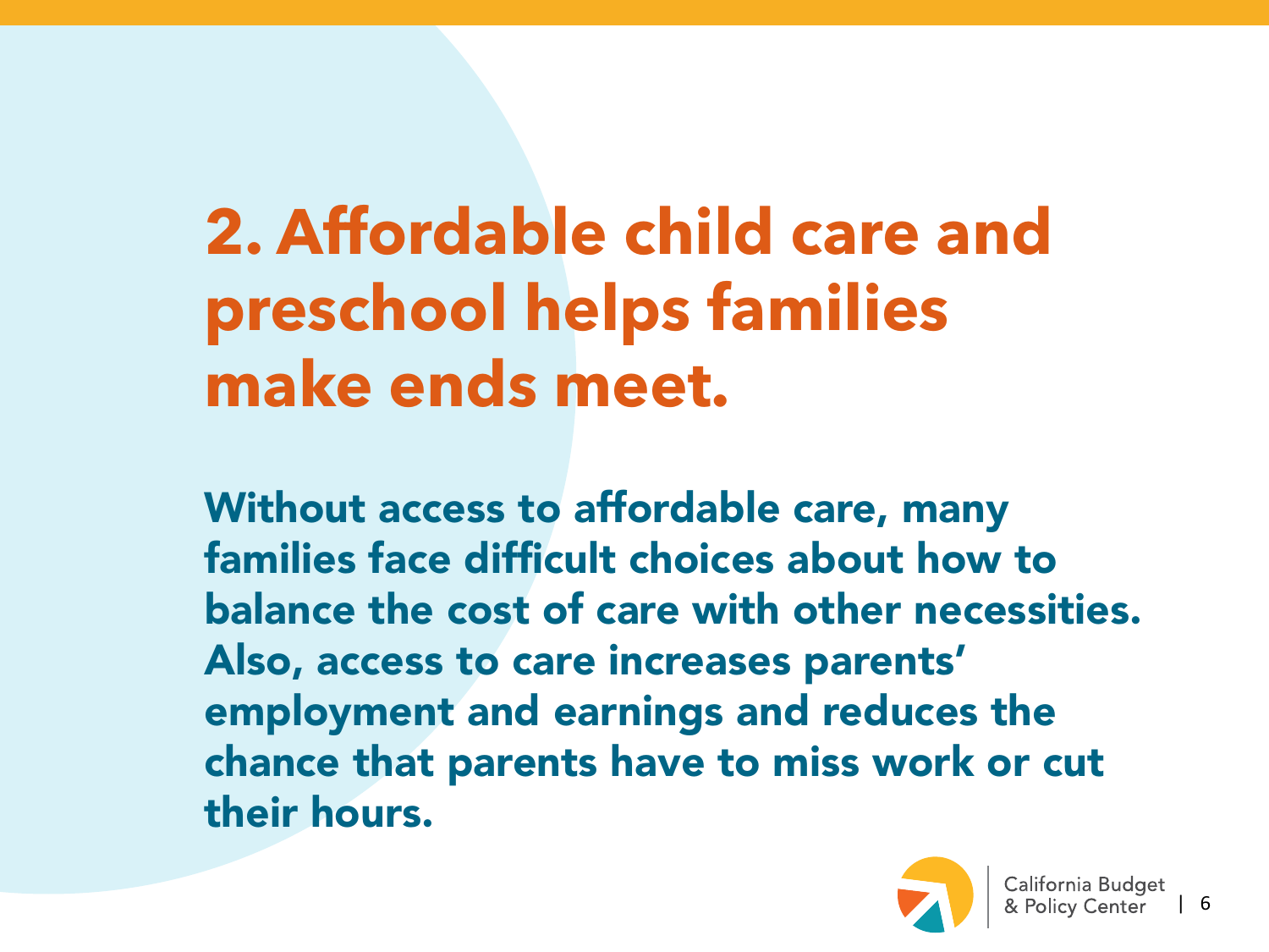# 2. Affordable child care and preschool helps families make ends meet.

**Without access to affordable care, many families face difficult choices about how to balance the cost of care with other necessities. Also, access to care increases parents' employment and earnings and reduces the chance that parents have to miss work or cut their hours.**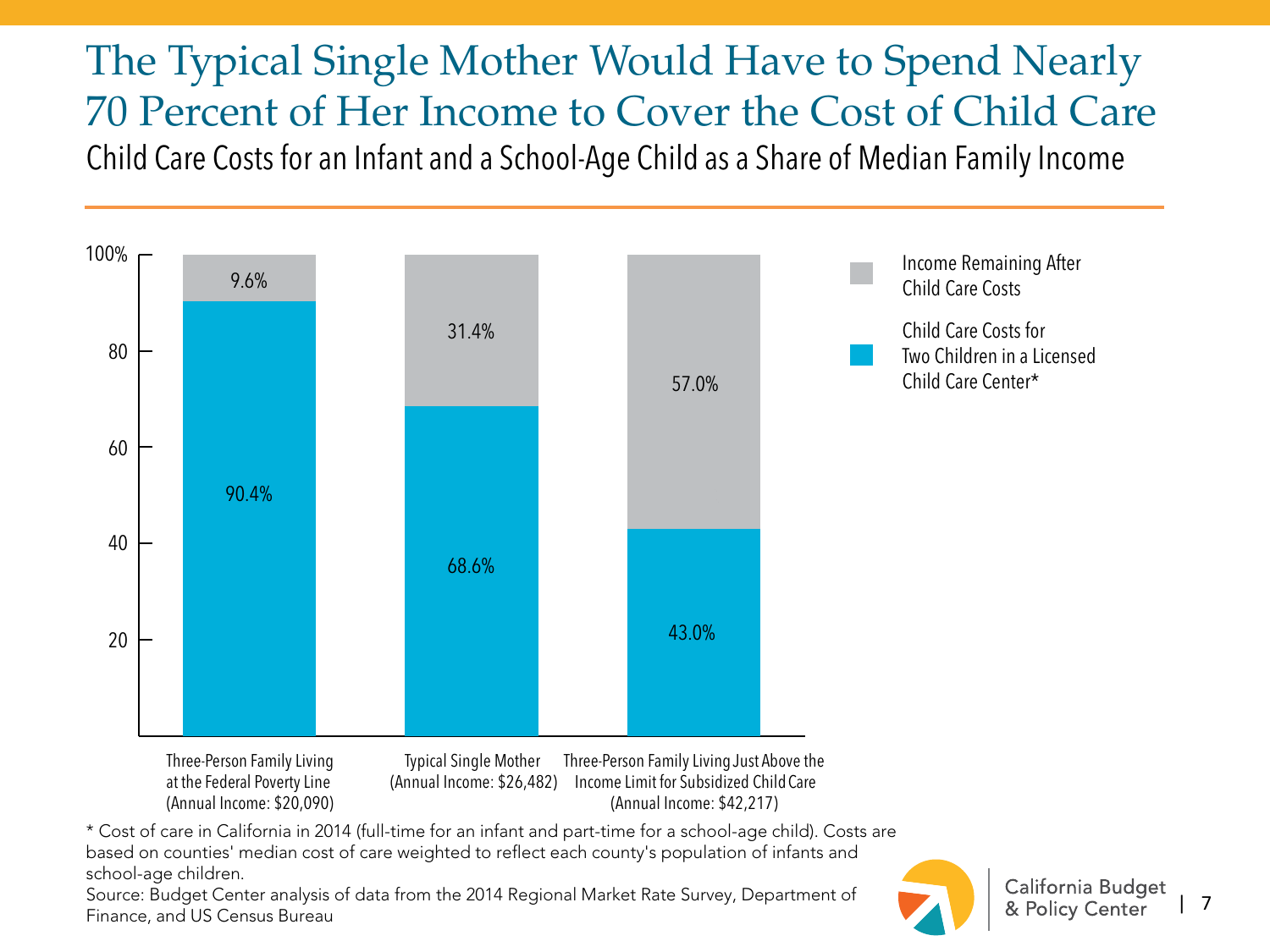# The Typical Single Mother Would Have to Spend Nearly 70 Percent of Her Income to Cover the Cost of Child Care

Child Care Costs for an Infant and a School-Age Child as a Share of Median Family Income

| | Child Care Costs for Two Children in a Licensed Child Care Center* | Income Remaining After Child Care Costs |
|---|---|---|
| Three-Person Family Living at the Federal Poverty Line (Annual Income: $20,090) | 90.4% | 9.6% |
| Typical Single Mother (Annual Income: $26,482) | 68.6% | 31.4% |
| Three-Person Family Living Just Above the Income Limit for Subsidized Child Care (Annual Income: $42,217) | 43.0% | 57.0% |

\* Cost of care in California in 2014 (full-time for an infant and part-time for a school-age child). Costs are based on counties' median cost of care weighted to reflect each county's population of infants and school-age children.

Source: Budget Center analysis of data from the 2014 Regional Market Rate Survey, Department of Finance, and US Census Bureau

California Budget & Policy Center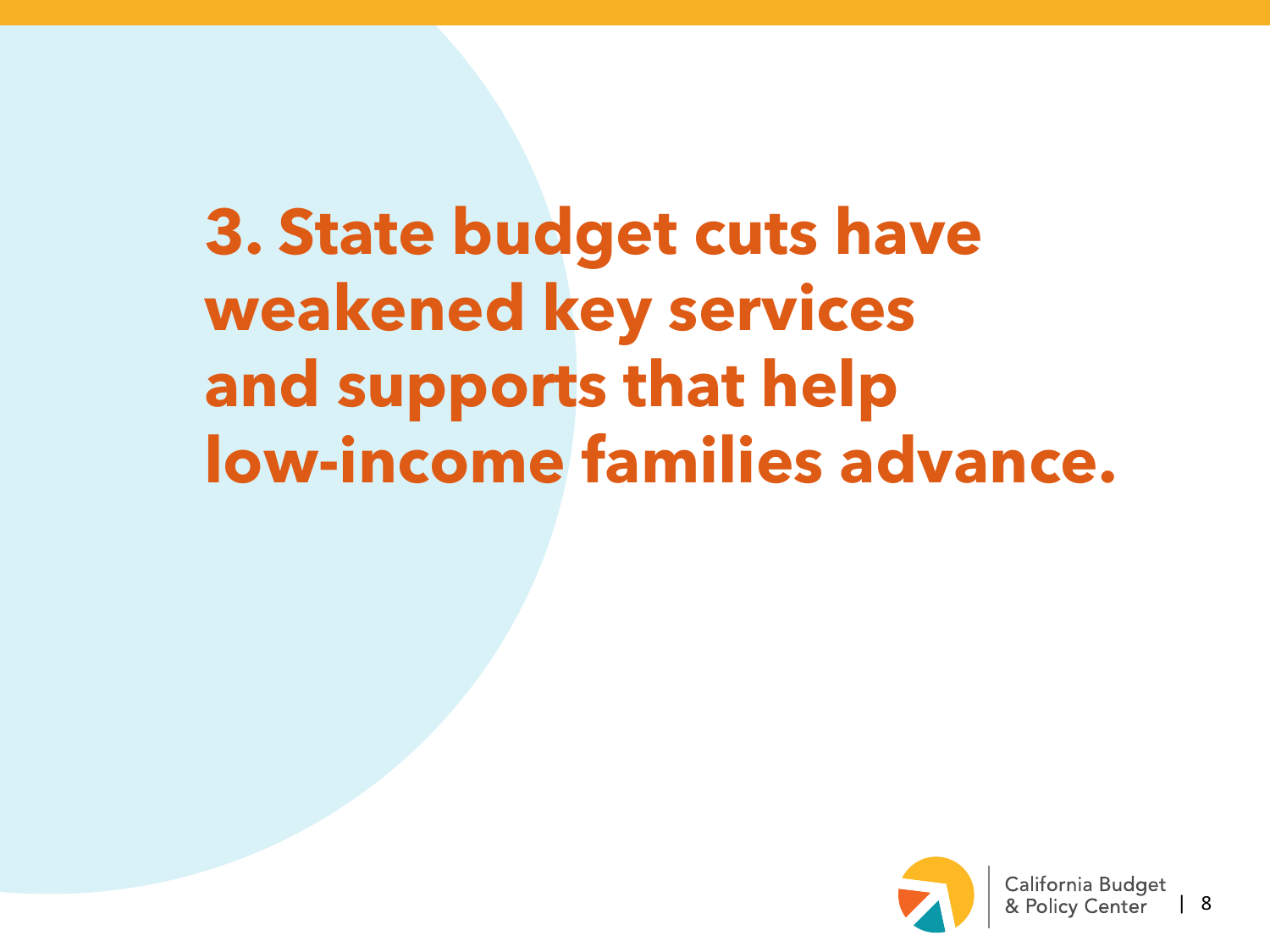# 3. State budget cuts have weakened key services and supports that help low-income families advance.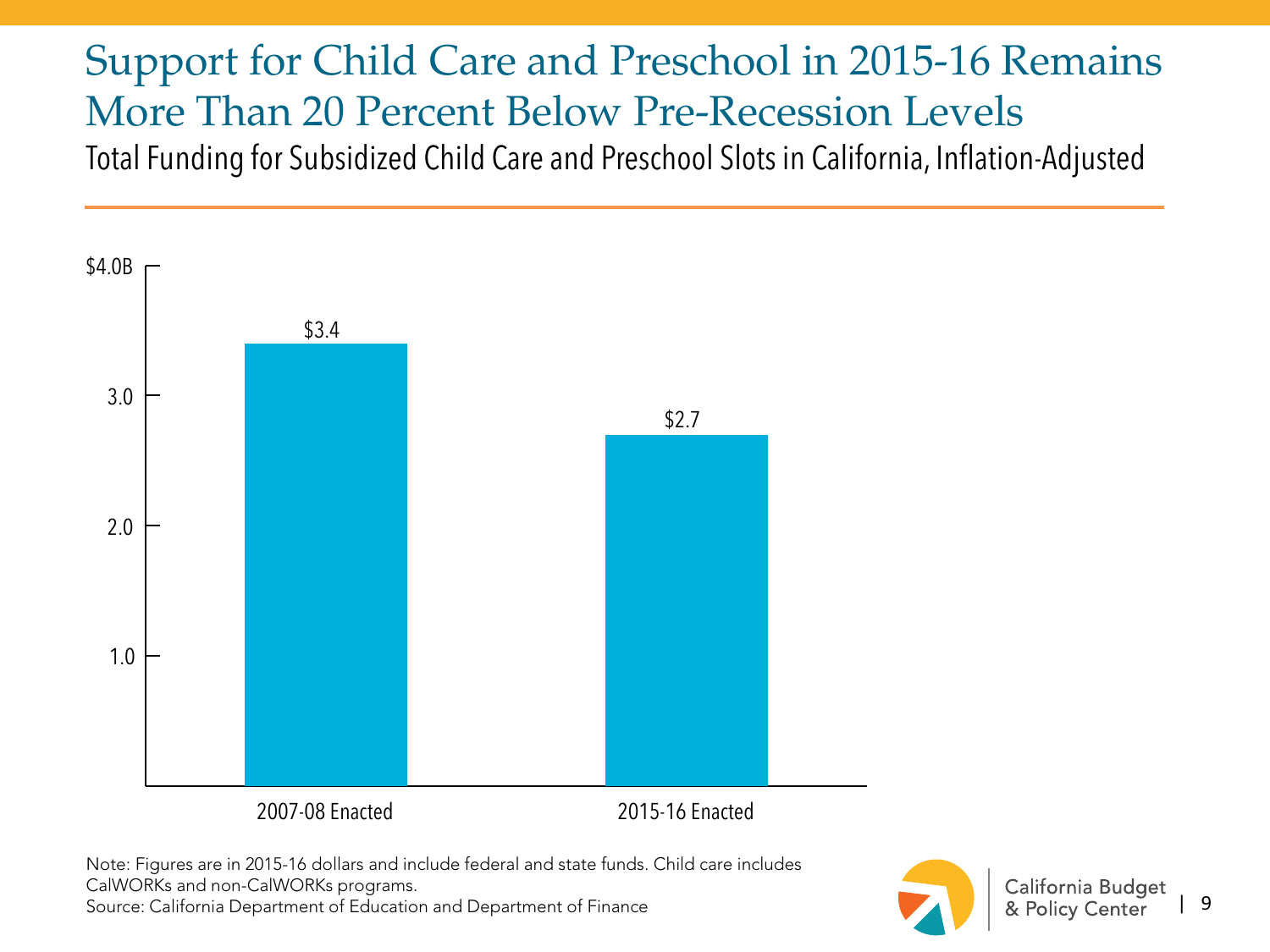# Support for Child Care and Preschool in 2015-16 Remains More Than 20 Percent Below Pre-Recession Levels

Total Funding for Subsidized Child Care and Preschool Slots in California, Inflation-Adjusted

| | Funding |
|---|---|
| 2007-08 Enacted | $3.4 |
| 2015-16 Enacted | $2.7 |

Note: Figures are in 2015-16 dollars and include federal and state funds. Child care includes CalWORKs and non-CalWORKs programs.
Source: California Department of Education and Department of Finance

California Budget & Policy Center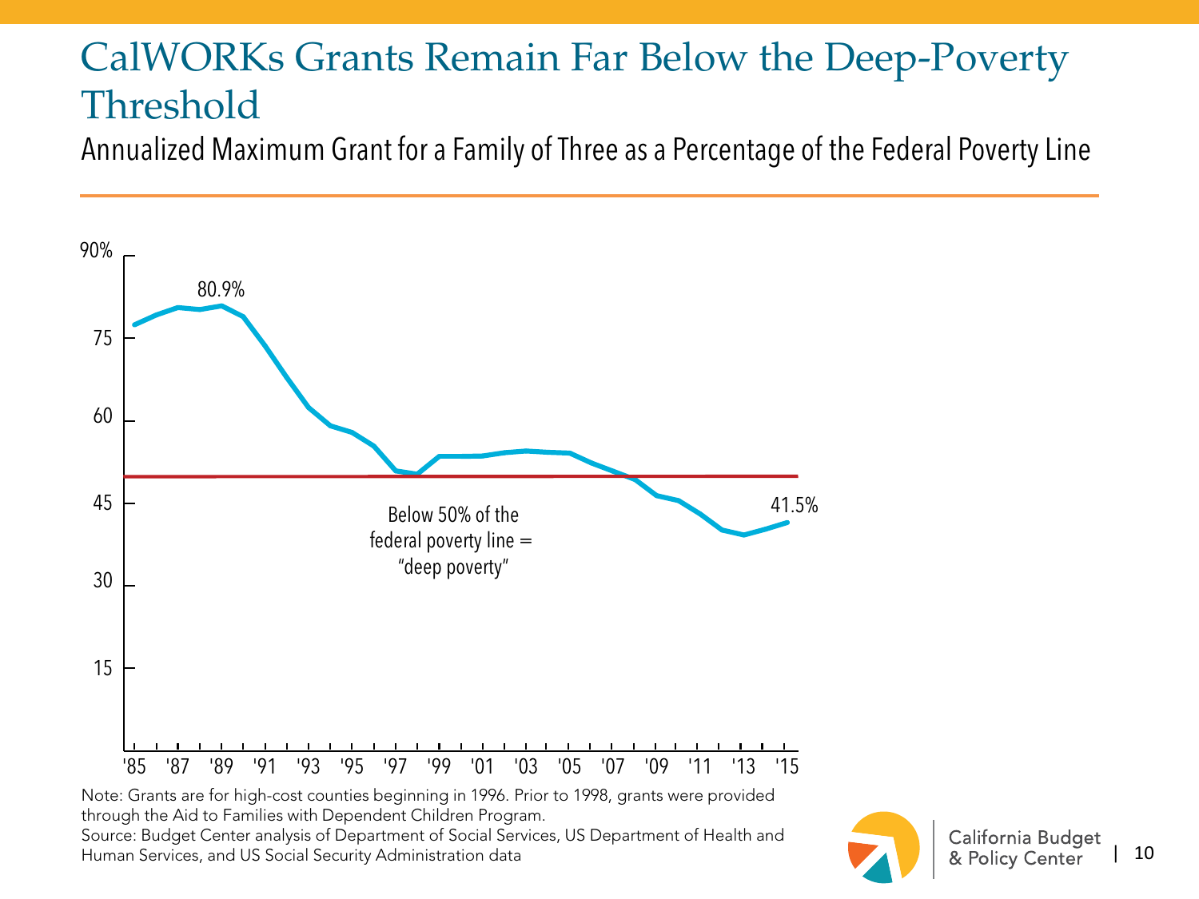# CalWORKs Grants Remain Far Below the Deep-Poverty Threshold

Annualized Maximum Grant for a Family of Three as a Percentage of the Federal Poverty Line

90%

75

60

45

30

15

80.9%

41.5%

Below 50% of the federal poverty line = "deep poverty"

'85 '87 '89 '91 '93 '95 '97 '99 '01 '03 '05 '07 '09 '11 '13 '15

Note: Grants are for high-cost counties beginning in 1996. Prior to 1998, grants were provided through the Aid to Families with Dependent Children Program.

Source: Budget Center analysis of Department of Social Services, US Department of Health and Human Services, and US Social Security Administration data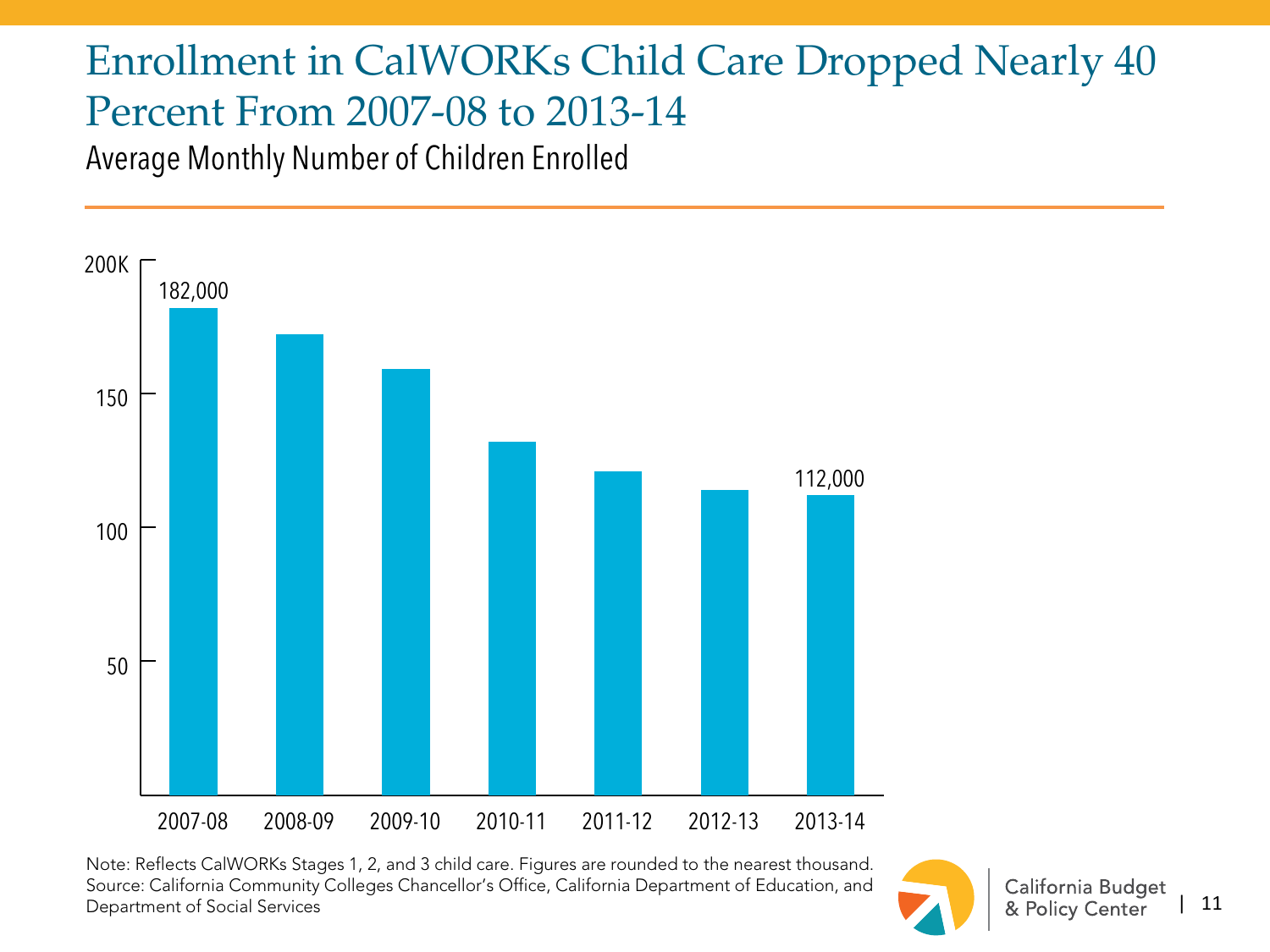# Enrollment in CalWORKs Child Care Dropped Nearly 40 Percent From 2007-08 to 2013-14

Average Monthly Number of Children Enrolled

| Year | Children Enrolled |
|---|---|
| 2007-08 | 182,000 |
| 2008-09 | |
| 2009-10 | |
| 2010-11 | |
| 2011-12 | |
| 2012-13 | |
| 2013-14 | 112,000 |

Note: Reflects CalWORKs Stages 1, 2, and 3 child care. Figures are rounded to the nearest thousand.
Source: California Community Colleges Chancellor's Office, California Department of Education, and Department of Social Services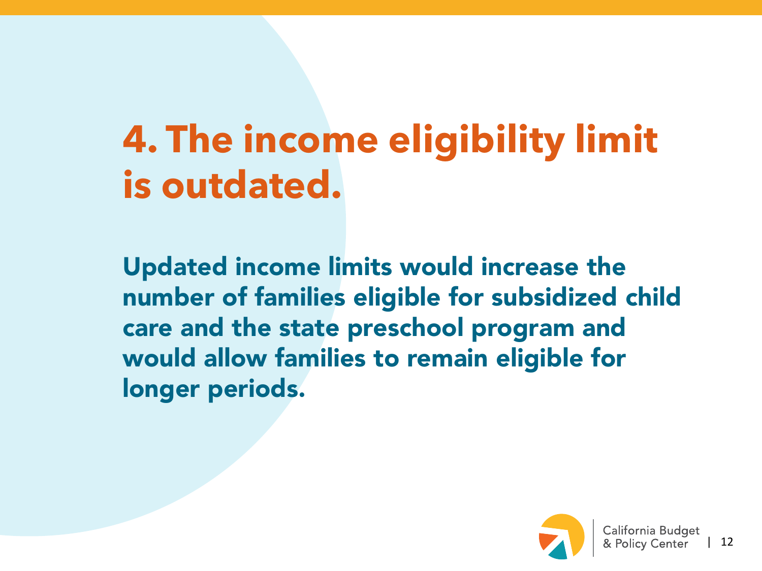# 4. The income eligibility limit is outdated.

**Updated income limits would increase the number of families eligible for subsidized child care and the state preschool program and would allow families to remain eligible for longer periods.**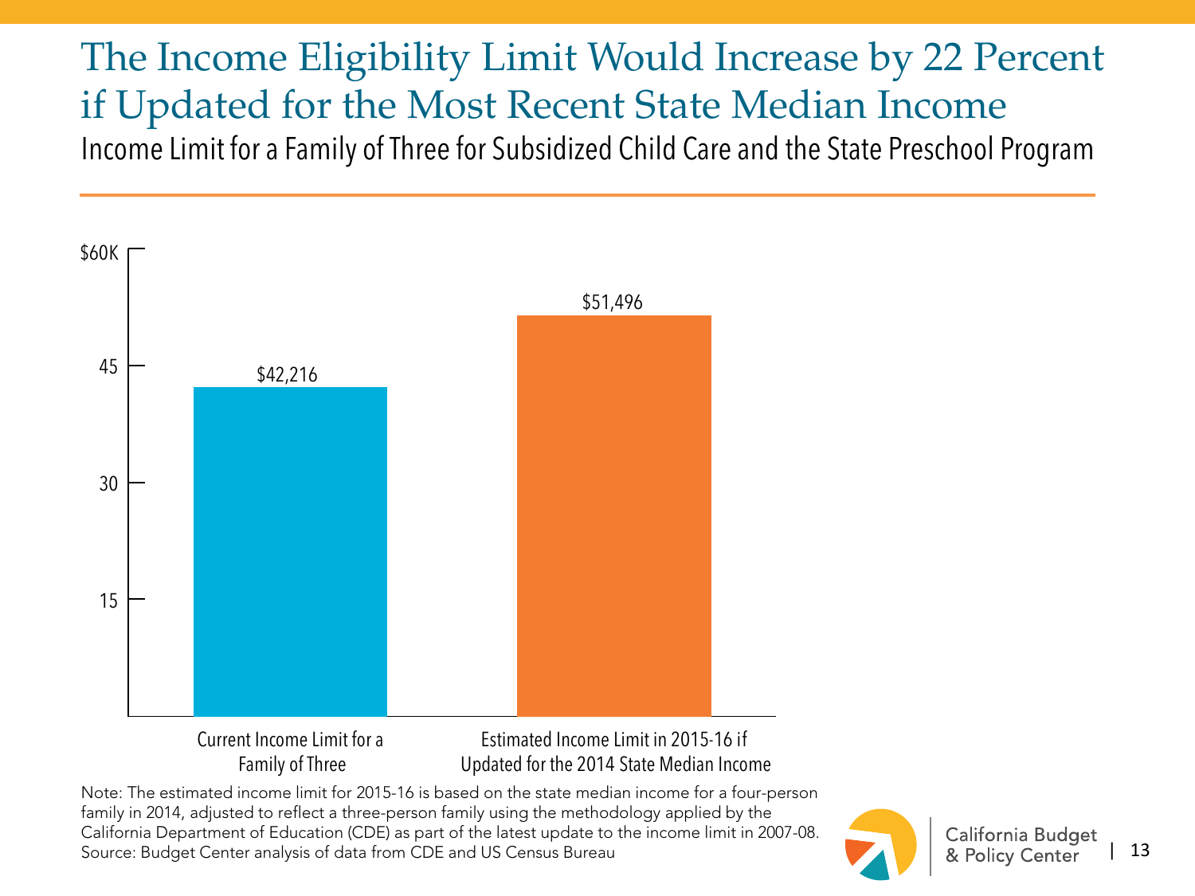# The Income Eligibility Limit Would Increase by 22 Percent if Updated for the Most Recent State Median Income

Income Limit for a Family of Three for Subsidized Child Care and the State Preschool Program

| | Income Limit |
|---|---|
| Current Income Limit for a Family of Three | $42,216 |
| Estimated Income Limit in 2015-16 if Updated for the 2014 State Median Income | $51,496 |

Note: The estimated income limit for 2015-16 is based on the state median income for a four-person family in 2014, adjusted to reflect a three-person family using the methodology applied by the California Department of Education (CDE) as part of the latest update to the income limit in 2007-08.
Source: Budget Center analysis of data from CDE and US Census Bureau

California Budget & Policy Center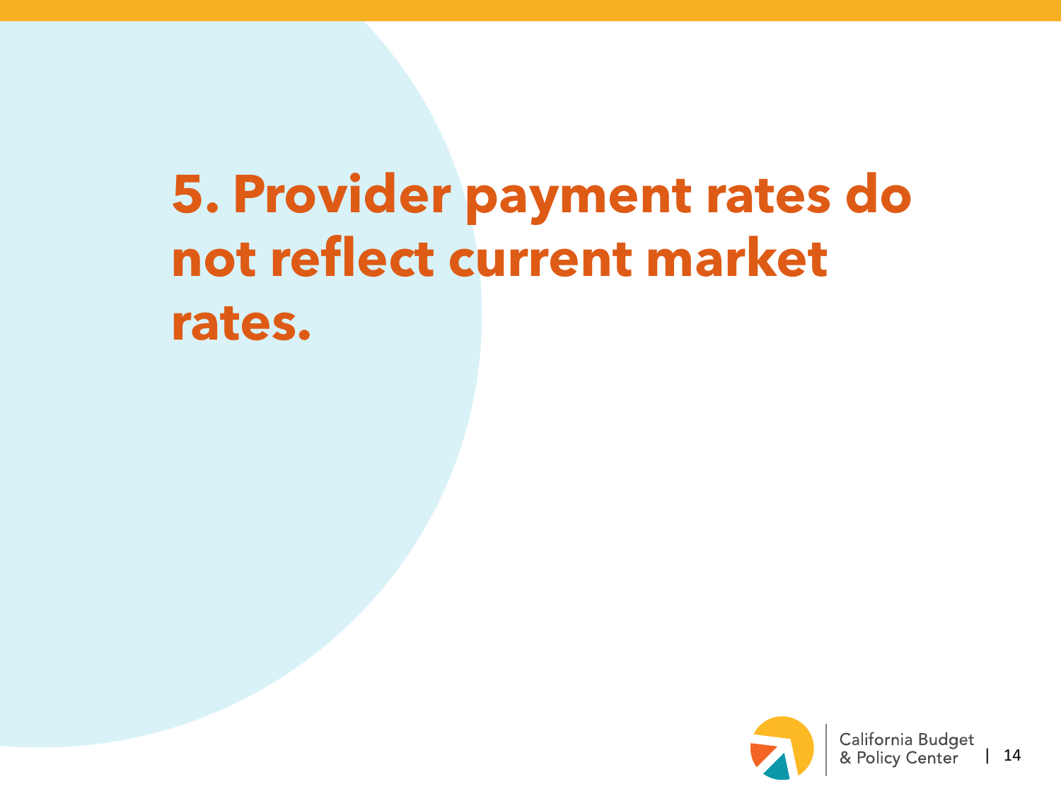# 5. Provider payment rates do not reflect current market rates.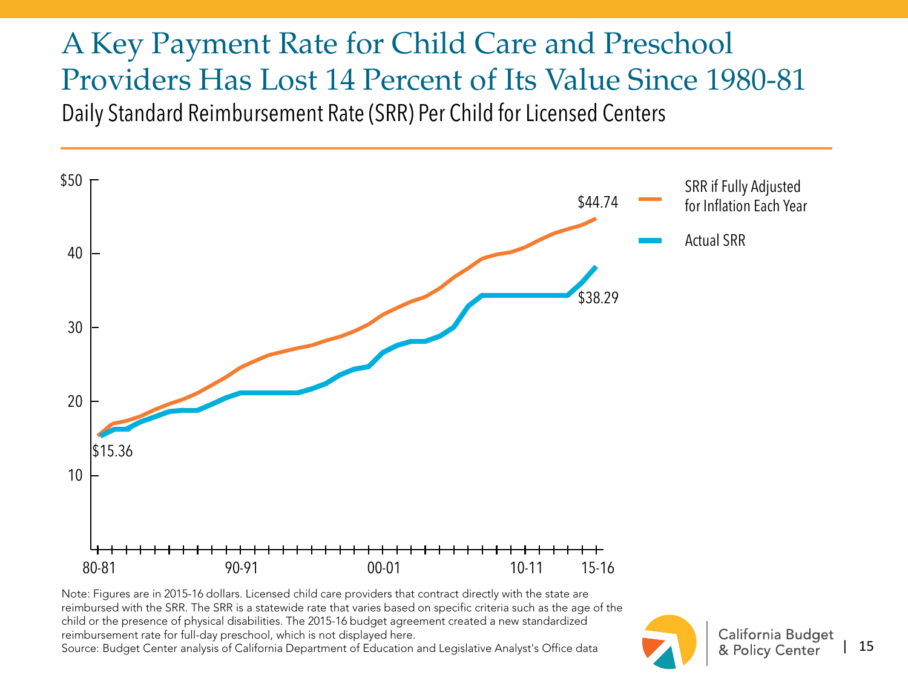# A Key Payment Rate for Child Care and Preschool Providers Has Lost 14 Percent of Its Value Since 1980-81

Daily Standard Reimbursement Rate (SRR) Per Child for Licensed Centers

- SRR if Fully Adjusted for Inflation Each Year
- Actual SRR

$50, 40, 30, 20, 10

$15.36

$44.74

$38.29

80-81, 90-91, 00-01, 10-11, 15-16

Note: Figures are in 2015-16 dollars. Licensed child care providers that contract directly with the state are reimbursed with the SRR. The SRR is a statewide rate that varies based on specific criteria such as the age of the child or the presence of physical disabilities. The 2015-16 budget agreement created a new standardized reimbursement rate for full-day preschool, which is not displayed here.

Source: Budget Center analysis of California Department of Education and Legislative Analyst's Office data

California Budget & Policy Center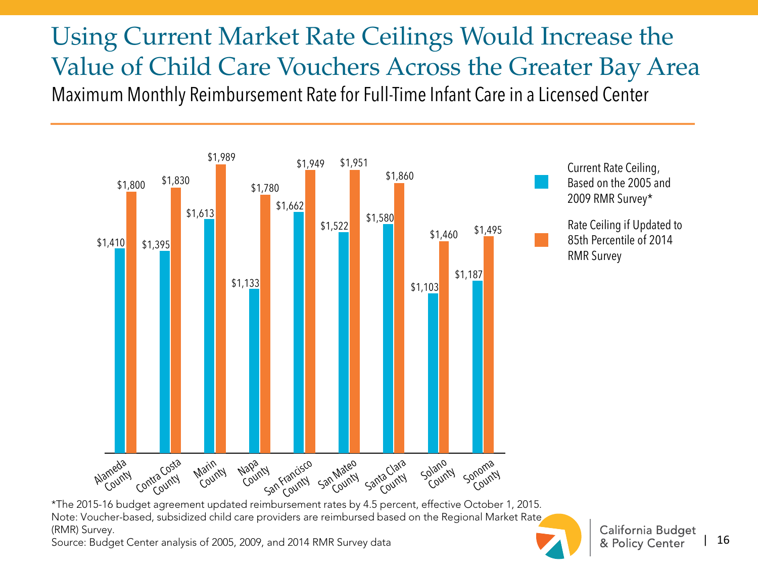# Using Current Market Rate Ceilings Would Increase the Value of Child Care Vouchers Across the Greater Bay Area

## Maximum Monthly Reimbursement Rate for Full-Time Infant Care in a Licensed Center

| County | Current Rate Ceiling, Based on the 2005 and 2009 RMR Survey* | Rate Ceiling if Updated to 85th Percentile of 2014 RMR Survey |
|---|---|---|
| Alameda County | $1,410 | $1,800 |
| Contra Costa County | $1,395 | $1,830 |
| Marin County | $1,613 | $1,989 |
| Napa County | $1,133 | $1,780 |
| San Francisco County | $1,662 | $1,949 |
| San Mateo County | $1,522 | $1,951 |
| Santa Clara County | $1,580 | $1,860 |
| Solano County | $1,103 | $1,460 |
| Sonoma County | $1,187 | $1,495 |

*The 2015-16 budget agreement updated reimbursement rates by 4.5 percent, effective October 1, 2015.

Note: Voucher-based, subsidized child care providers are reimbursed based on the Regional Market Rate (RMR) Survey.

Source: Budget Center analysis of 2005, 2009, and 2014 RMR Survey data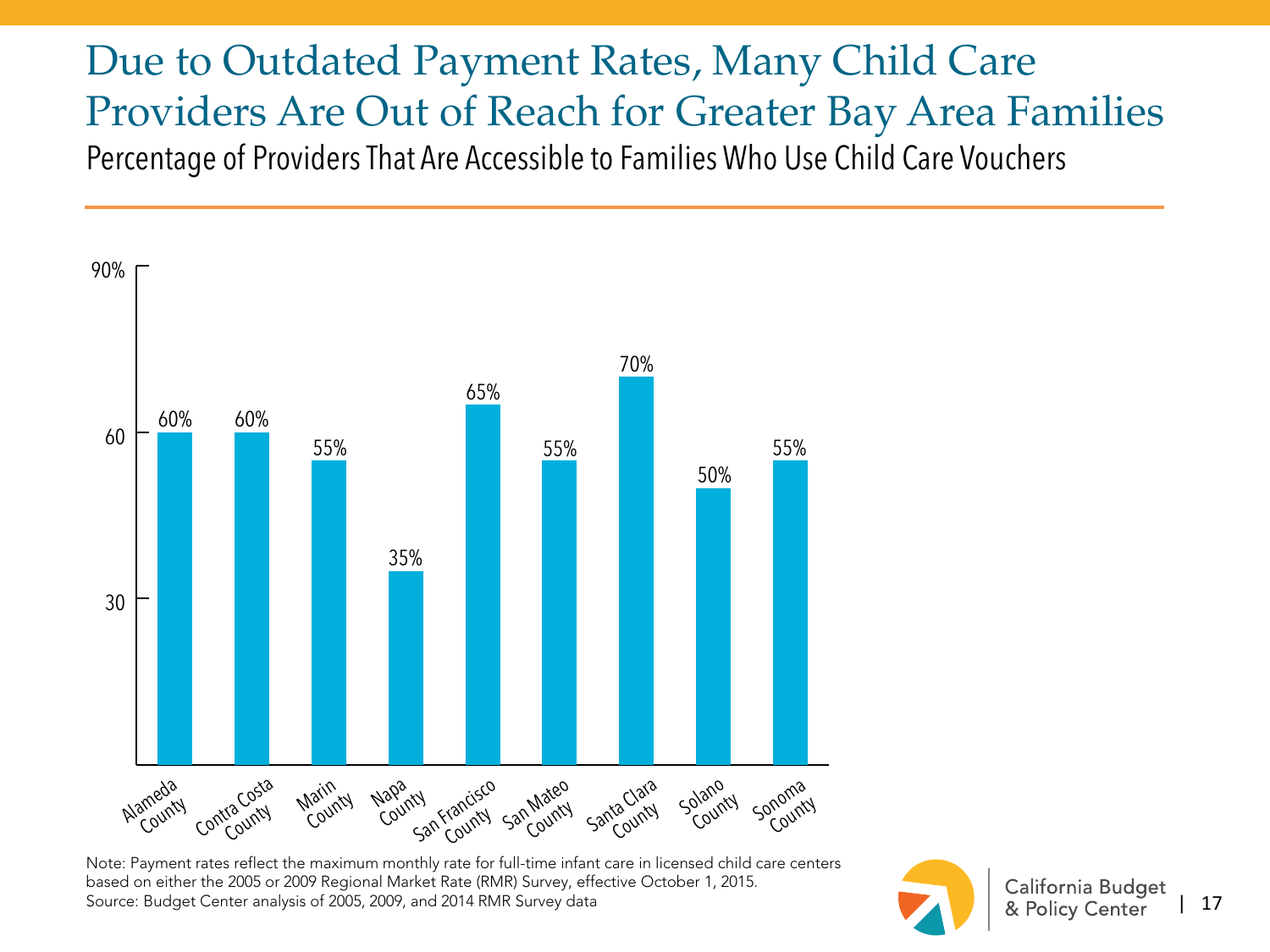# Due to Outdated Payment Rates, Many Child Care Providers Are Out of Reach for Greater Bay Area Families

Percentage of Providers That Are Accessible to Families Who Use Child Care Vouchers

| County | Percentage |
|---|---|
| Alameda County | 60% |
| Contra Costa County | 60% |
| Marin County | 55% |
| Napa County | 35% |
| San Francisco County | 65% |
| San Mateo County | 55% |
| Santa Clara County | 70% |
| Solano County | 50% |
| Sonoma County | 55% |

Note: Payment rates reflect the maximum monthly rate for full-time infant care in licensed child care centers based on either the 2005 or 2009 Regional Market Rate (RMR) Survey, effective October 1, 2015.
Source: Budget Center analysis of 2005, 2009, and 2014 RMR Survey data

California Budget & Policy Center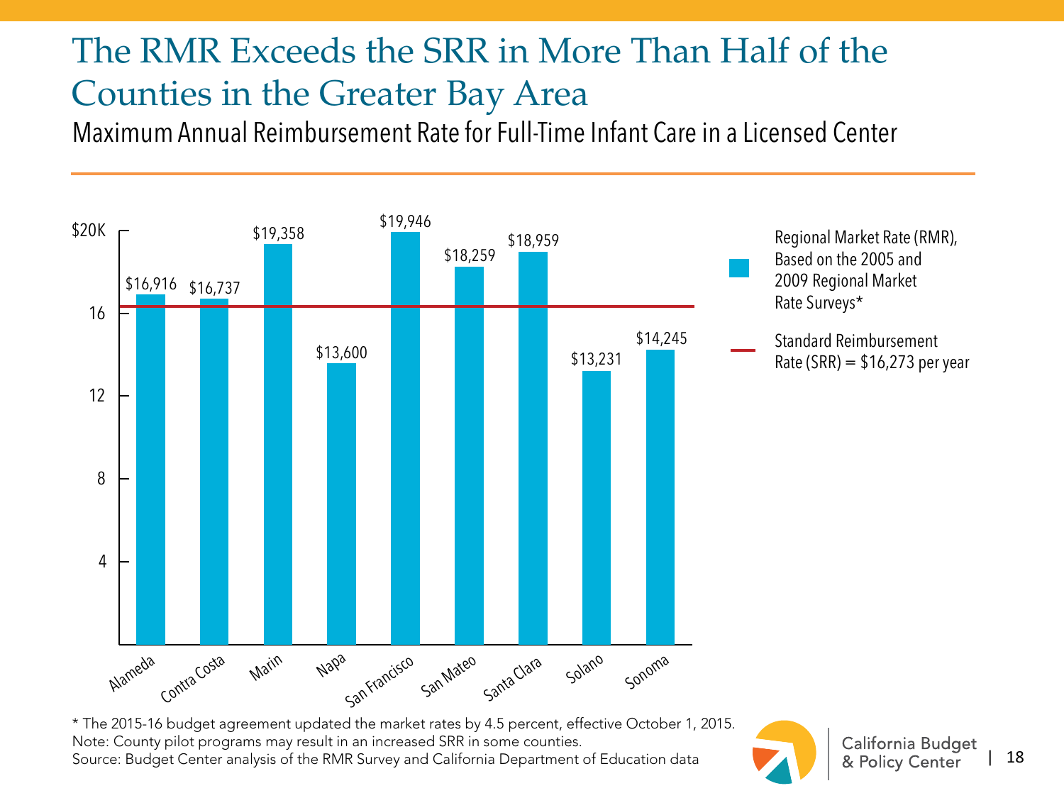# The RMR Exceeds the SRR in More Than Half of the Counties in the Greater Bay Area

Maximum Annual Reimbursement Rate for Full-Time Infant Care in a Licensed Center

| County | Regional Market Rate (RMR), Based on the 2005 and 2009 Regional Market Rate Surveys* |
|---|---|
| Alameda | $16,916 |
| Contra Costa | $16,737 |
| Marin | $19,358 |
| Napa | $13,600 |
| San Francisco | $19,946 |
| San Mateo | $18,259 |
| Santa Clara | $18,959 |
| Solano | $13,231 |
| Sonoma | $14,245 |

Standard Reimbursement Rate (SRR) = $16,273 per year

\* The 2015-16 budget agreement updated the market rates by 4.5 percent, effective October 1, 2015.
Note: County pilot programs may result in an increased SRR in some counties.
Source: Budget Center analysis of the RMR Survey and California Department of Education data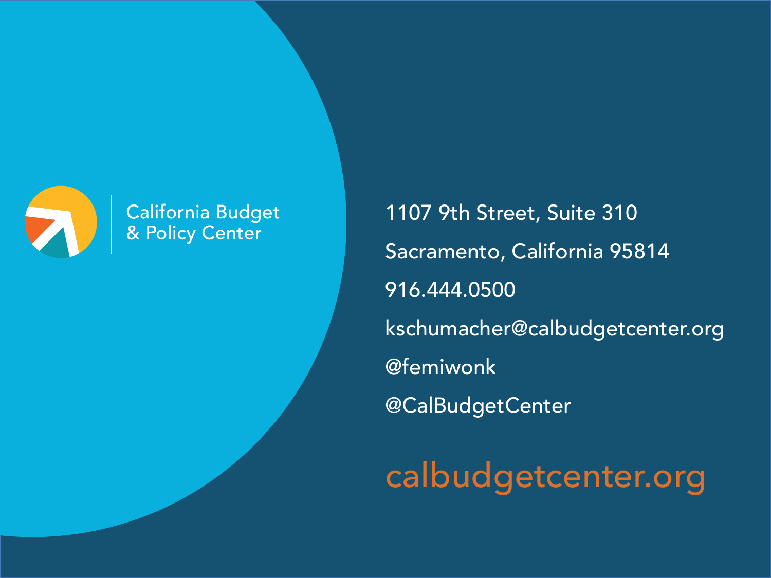California Budget
& Policy Center

1107 9th Street, Suite 310

Sacramento, California 95814

916.444.0500

kschumacher@calbudgetcenter.org

@femiwonk

@CalBudgetCenter

calbudgetcenter.org